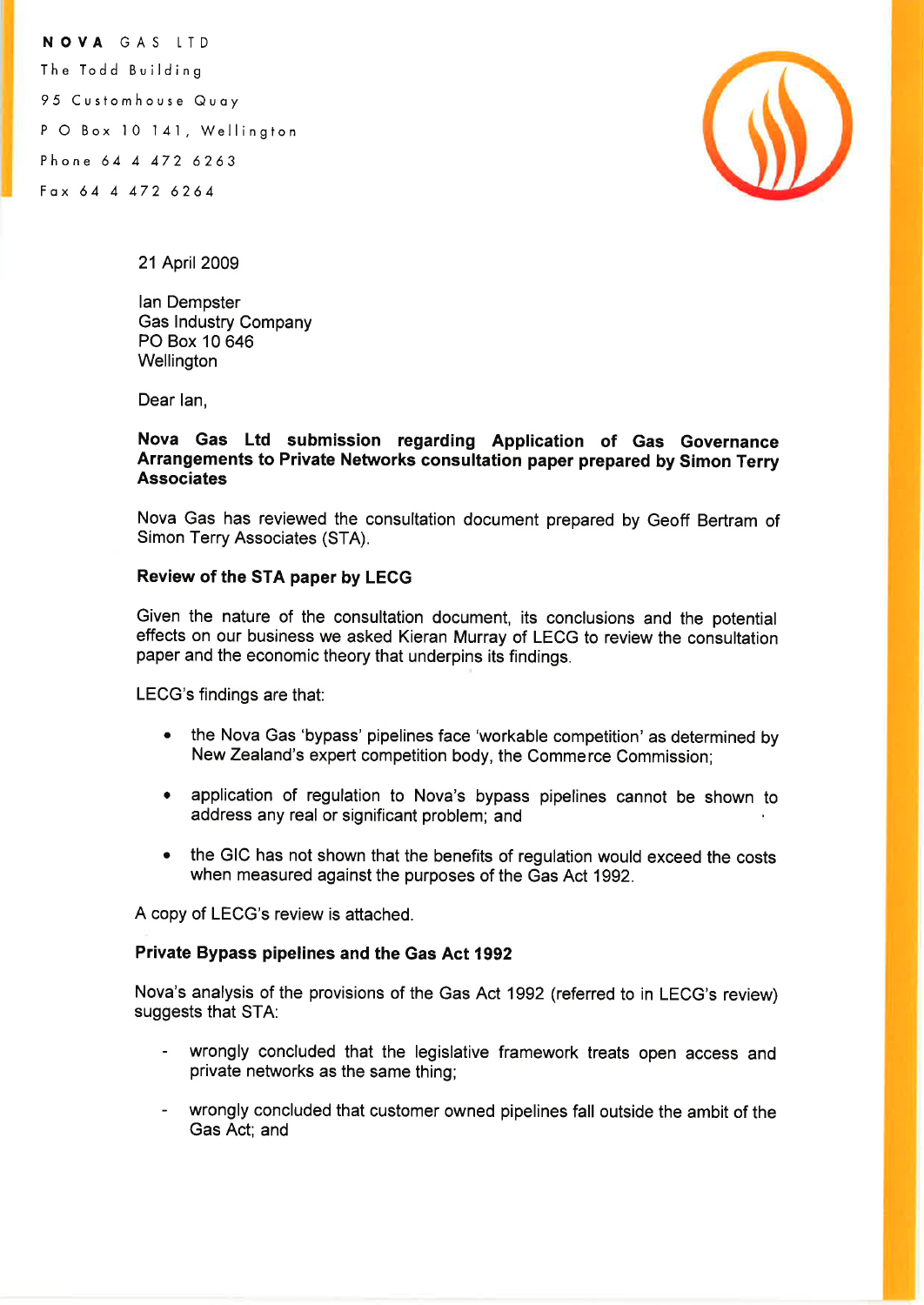**NOVA** GAS LTD
The Todd Building
95 Customhouse Quay
P O Box 10 141, Wellington
Phone 64 4 472 6263
Fax 64 4 472 6264

21 April 2009

Ian Dempster
Gas Industry Company
PO Box 10 646
Wellington

Dear Ian,

**Nova Gas Ltd submission regarding Application of Gas Governance Arrangements to Private Networks consultation paper prepared by Simon Terry Associates**

Nova Gas has reviewed the consultation document prepared by Geoff Bertram of Simon Terry Associates (STA).

**Review of the STA paper by LECG**

Given the nature of the consultation document, its conclusions and the potential effects on our business we asked Kieran Murray of LECG to review the consultation paper and the economic theory that underpins its findings.

LECG's findings are that:

- the Nova Gas 'bypass' pipelines face 'workable competition' as determined by New Zealand's expert competition body, the Commerce Commission;
- application of regulation to Nova's bypass pipelines cannot be shown to address any real or significant problem; and
- the GIC has not shown that the benefits of regulation would exceed the costs when measured against the purposes of the Gas Act 1992.

A copy of LECG's review is attached.

**Private Bypass pipelines and the Gas Act 1992**

Nova's analysis of the provisions of the Gas Act 1992 (referred to in LECG's review) suggests that STA:

- wrongly concluded that the legislative framework treats open access and private networks as the same thing;
- wrongly concluded that customer owned pipelines fall outside the ambit of the Gas Act; and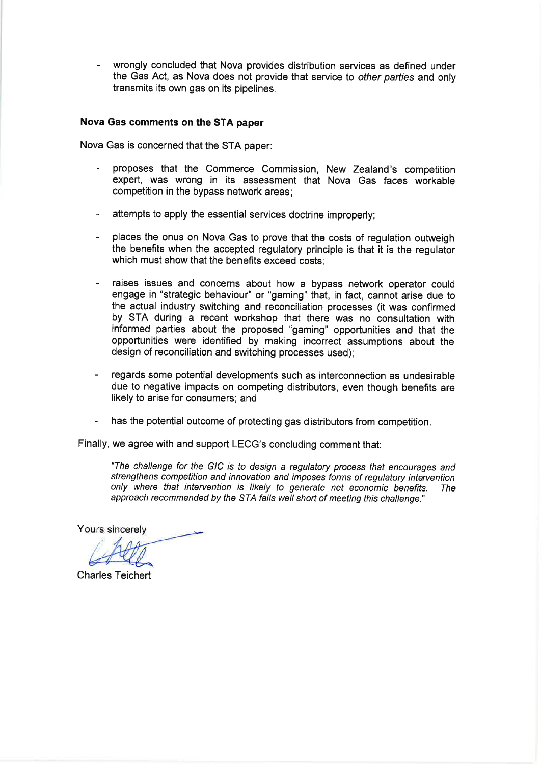- wrongly concluded that Nova provides distribution services as defined under the Gas Act, as Nova does not provide that service to *other parties* and only transmits its own gas on its pipelines.

**Nova Gas comments on the STA paper**

Nova Gas is concerned that the STA paper:

- proposes that the Commerce Commission, New Zealand's competition expert, was wrong in its assessment that Nova Gas faces workable competition in the bypass network areas;
- attempts to apply the essential services doctrine improperly;
- places the onus on Nova Gas to prove that the costs of regulation outweigh the benefits when the accepted regulatory principle is that it is the regulator which must show that the benefits exceed costs;
- raises issues and concerns about how a bypass network operator could engage in "strategic behaviour" or "gaming" that, in fact, cannot arise due to the actual industry switching and reconciliation processes (it was confirmed by STA during a recent workshop that there was no consultation with informed parties about the proposed "gaming" opportunities and that the opportunities were identified by making incorrect assumptions about the design of reconciliation and switching processes used);
- regards some potential developments such as interconnection as undesirable due to negative impacts on competing distributors, even though benefits are likely to arise for consumers; and
- has the potential outcome of protecting gas distributors from competition.

Finally, we agree with and support LECG's concluding comment that:

> *"The challenge for the GIC is to design a regulatory process that encourages and strengthens competition and innovation and imposes forms of regulatory intervention only where that intervention is likely to generate net economic benefits. The approach recommended by the STA falls well short of meeting this challenge."*

Yours sincerely

Charles Teichert